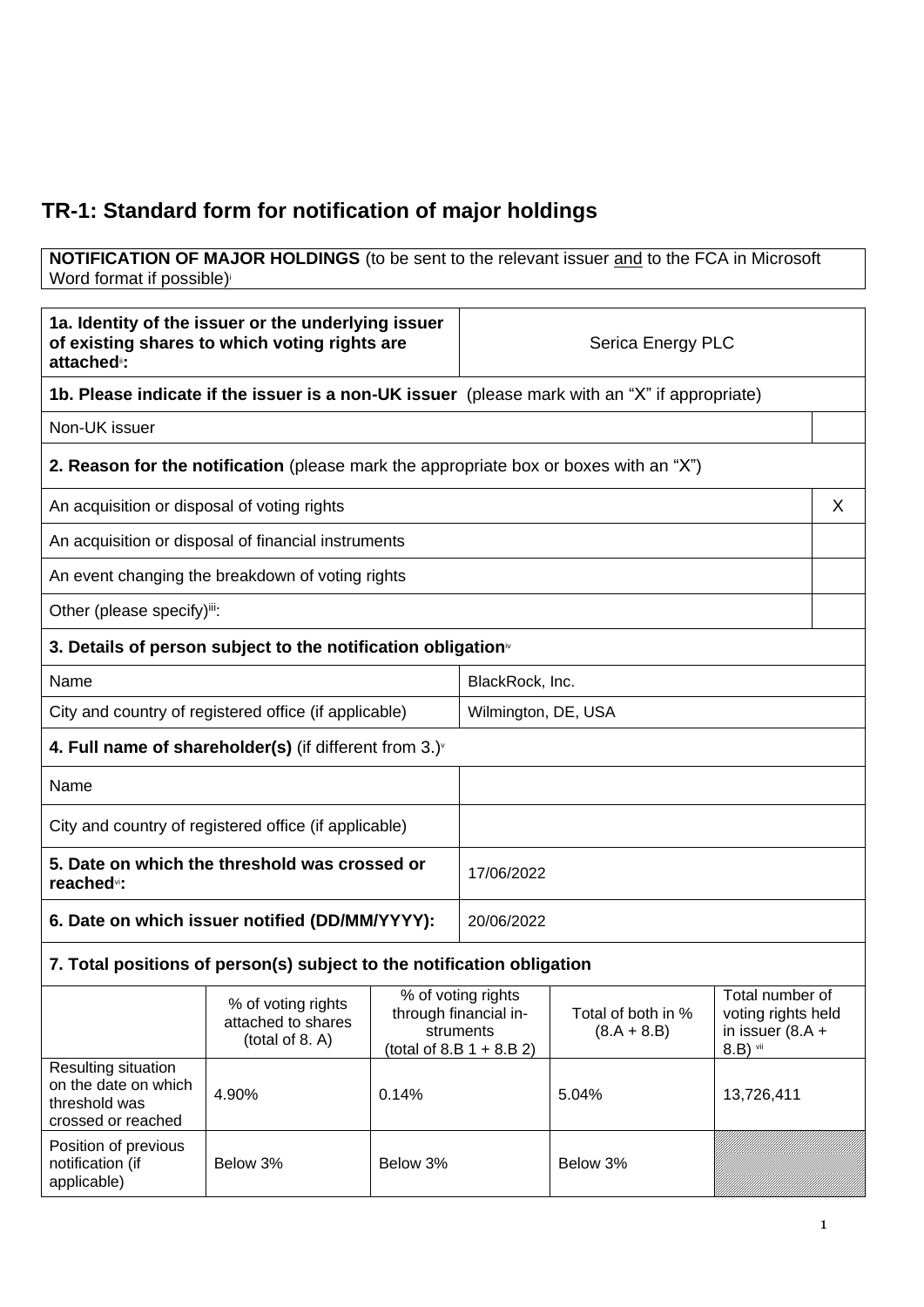# TR-1: Standard form for notification of major holdings

**NOTIFICATION OF MAJOR HOLDINGS** (to be sent to the relevant issuer and to the FCA in Microsoft Word format if possible)[i]

| **1a. Identity of the issuer or the underlying issuer of existing shares to which voting rights are attached**[ii]**:** | Serica Energy PLC |
|---|---|

**1b. Please indicate if the issuer is a non-UK issuer** (please mark with an "X" if appropriate)

| Non-UK issuer | |
|---|---|

**2. Reason for the notification** (please mark the appropriate box or boxes with an "X")

| | |
|---|---|
| An acquisition or disposal of voting rights | X |
| An acquisition or disposal of financial instruments | |
| An event changing the breakdown of voting rights | |
| Other (please specify)[iii]: | |

**3. Details of person subject to the notification obligation**[iv]

| | |
|---|---|
| Name | BlackRock, Inc. |
| City and country of registered office (if applicable) | Wilmington, DE, USA |

**4. Full name of shareholder(s)** (if different from 3.)[v]

| | |
|---|---|
| Name | |
| City and country of registered office (if applicable) | |

| | |
|---|---|
| **5. Date on which the threshold was crossed or reached**[vi]**:** | 17/06/2022 |
| **6. Date on which issuer notified (DD/MM/YYYY):** | 20/06/2022 |

**7. Total positions of person(s) subject to the notification obligation**

| | % of voting rights attached to shares (total of 8. A) | % of voting rights through financial instruments (total of 8.B 1 + 8.B 2) | Total of both in % (8.A + 8.B) | Total number of voting rights held in issuer (8.A + 8.B) [vii] |
|---|---|---|---|---|
| Resulting situation on the date on which threshold was crossed or reached | 4.90% | 0.14% | 5.04% | 13,726,411 |
| Position of previous notification (if applicable) | Below 3% | Below 3% | Below 3% | |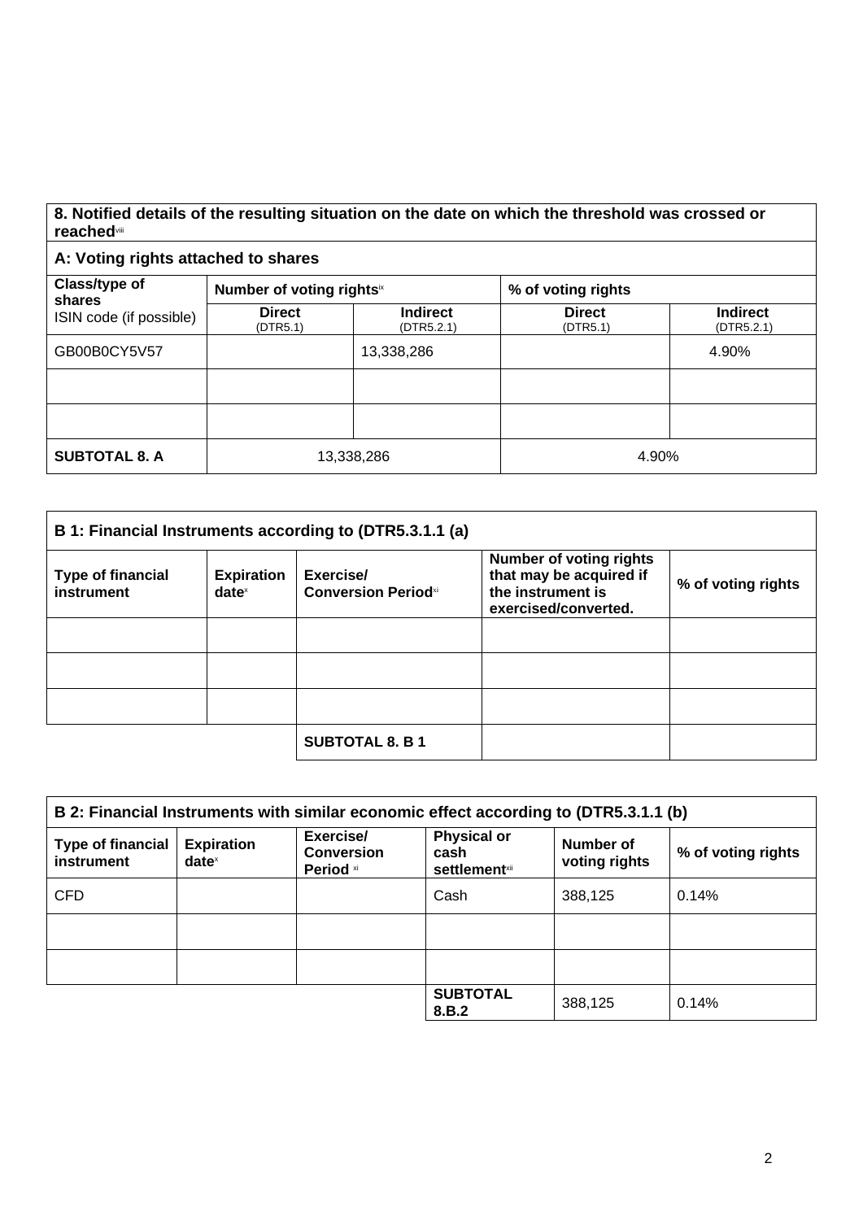| 8. Notified details of the resulting situation on the date on which the threshold was crossed or reached[viii] | | | | |
|---|---|---|---|---|
| **A: Voting rights attached to shares** | | | | |
| **Class/type of shares** ISIN code (if possible) | **Number of voting rights**[ix] | | **% of voting rights** | |
| | **Direct** (DTR5.1) | **Indirect** (DTR5.2.1) | **Direct** (DTR5.1) | **Indirect** (DTR5.2.1) |
| GB00B0CY5V57 | | 13,338,286 | | 4.90% |
| | | | | |
| | | | | |
| **SUBTOTAL 8. A** | 13,338,286 | | 4.90% | |

| B 1: Financial Instruments according to (DTR5.3.1.1 (a) | | | | |
|---|---|---|---|---|
| **Type of financial instrument** | **Expiration date**[x] | **Exercise/ Conversion Period**[xi] | **Number of voting rights that may be acquired if the instrument is exercised/converted.** | **% of voting rights** |
| | | | | |
| | | | | |
| | | | | |
| | | **SUBTOTAL 8. B 1** | | |

| B 2: Financial Instruments with similar economic effect according to (DTR5.3.1.1 (b) | | | | | |
|---|---|---|---|---|---|
| **Type of financial instrument** | **Expiration date**[x] | **Exercise/ Conversion Period** [xi] | **Physical or cash settlement**[xii] | **Number of voting rights** | **% of voting rights** |
| CFD | | | Cash | 388,125 | 0.14% |
| | | | | | |
| | | | | | |
| | | | **SUBTOTAL 8.B.2** | 388,125 | 0.14% |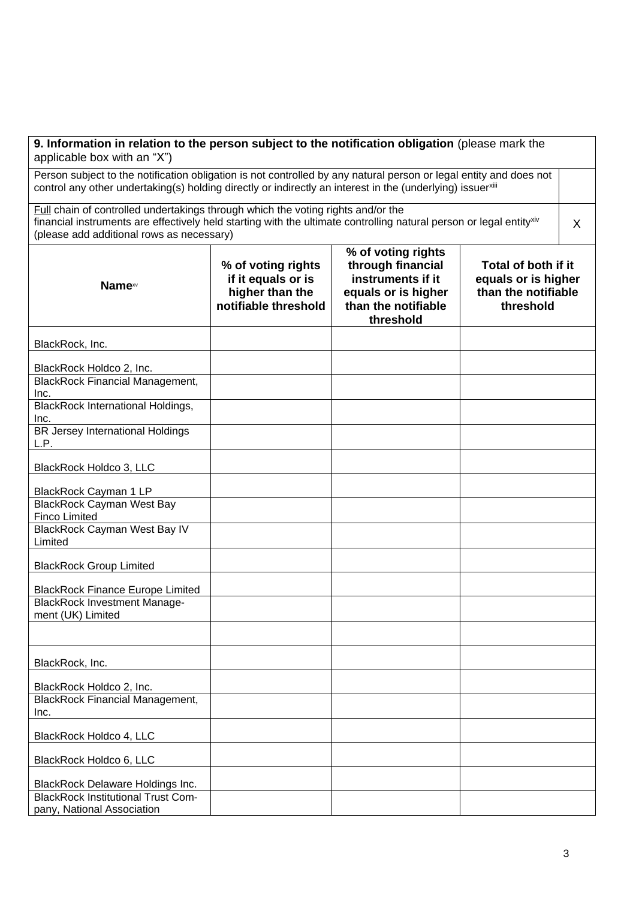| **9. Information in relation to the person subject to the notification obligation** (please mark the applicable box with an "X") | | | | |
|---|---|---|---|---|
| Person subject to the notification obligation is not controlled by any natural person or legal entity and does not control any other undertaking(s) holding directly or indirectly an interest in the (underlying) issuer[xiii] | | | | |
| Full chain of controlled undertakings through which the voting rights and/or the financial instruments are effectively held starting with the ultimate controlling natural person or legal entity[xiv] (please add additional rows as necessary) | | | | X |
| **Name**[xv] | **% of voting rights if it equals or is higher than the notifiable threshold** | **% of voting rights through financial instruments if it equals or is higher than the notifiable threshold** | **Total of both if it equals or is higher than the notifiable threshold** | |
| BlackRock, Inc. | | | | |
| BlackRock Holdco 2, Inc. | | | | |
| BlackRock Financial Management, Inc. | | | | |
| BlackRock International Holdings, Inc. | | | | |
| BR Jersey International Holdings L.P. | | | | |
| BlackRock Holdco 3, LLC | | | | |
| BlackRock Cayman 1 LP | | | | |
| BlackRock Cayman West Bay Finco Limited | | | | |
| BlackRock Cayman West Bay IV Limited | | | | |
| BlackRock Group Limited | | | | |
| BlackRock Finance Europe Limited | | | | |
| BlackRock Investment Management (UK) Limited | | | | |
| | | | | |
| BlackRock, Inc. | | | | |
| BlackRock Holdco 2, Inc. | | | | |
| BlackRock Financial Management, Inc. | | | | |
| BlackRock Holdco 4, LLC | | | | |
| BlackRock Holdco 6, LLC | | | | |
| BlackRock Delaware Holdings Inc. | | | | |
| BlackRock Institutional Trust Company, National Association | | | | |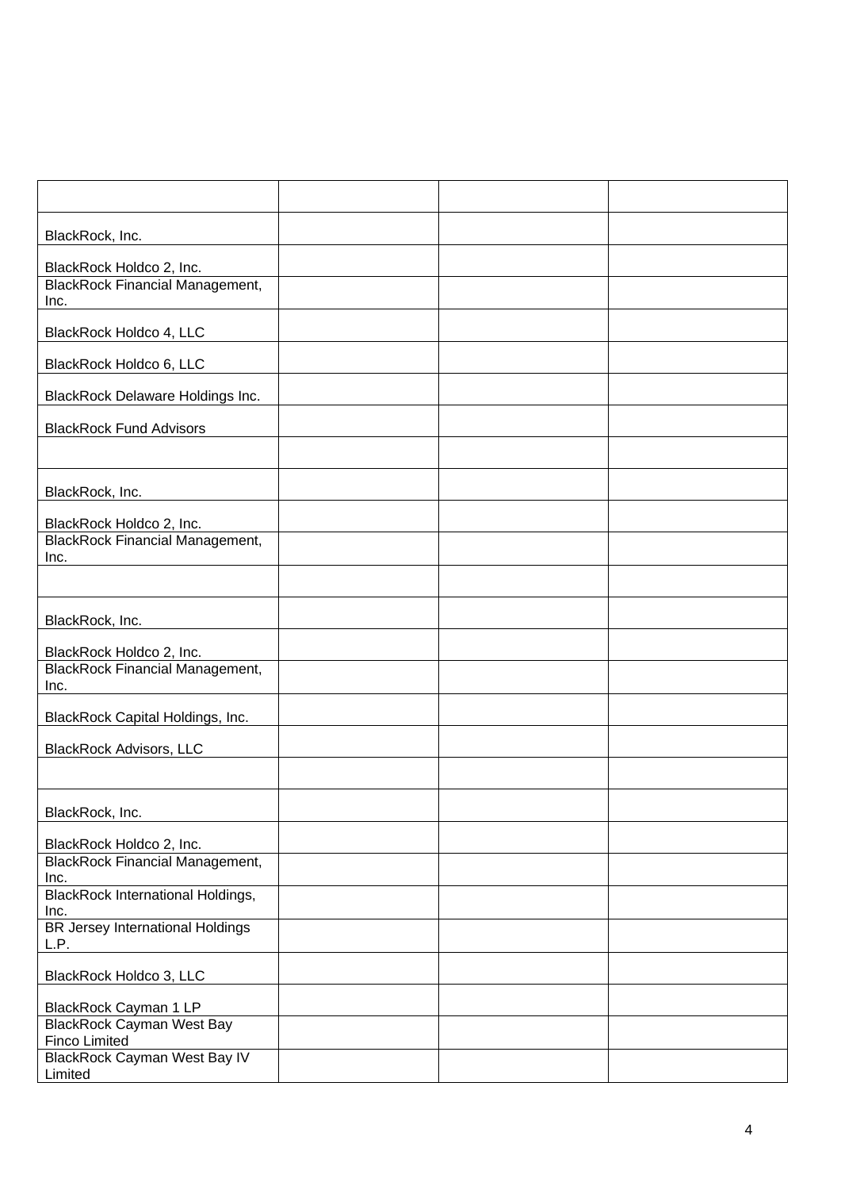| | | | |
|---|---|---|---|
| BlackRock, Inc. | | | |
| BlackRock Holdco 2, Inc. | | | |
| BlackRock Financial Management, Inc. | | | |
| BlackRock Holdco 4, LLC | | | |
| BlackRock Holdco 6, LLC | | | |
| BlackRock Delaware Holdings Inc. | | | |
| BlackRock Fund Advisors | | | |
| | | | |
| BlackRock, Inc. | | | |
| BlackRock Holdco 2, Inc. | | | |
| BlackRock Financial Management, Inc. | | | |
| | | | |
| BlackRock, Inc. | | | |
| BlackRock Holdco 2, Inc. | | | |
| BlackRock Financial Management, Inc. | | | |
| BlackRock Capital Holdings, Inc. | | | |
| BlackRock Advisors, LLC | | | |
| | | | |
| BlackRock, Inc. | | | |
| BlackRock Holdco 2, Inc. | | | |
| BlackRock Financial Management, Inc. | | | |
| BlackRock International Holdings, Inc. | | | |
| BR Jersey International Holdings L.P. | | | |
| BlackRock Holdco 3, LLC | | | |
| BlackRock Cayman 1 LP | | | |
| BlackRock Cayman West Bay Finco Limited | | | |
| BlackRock Cayman West Bay IV Limited | | | |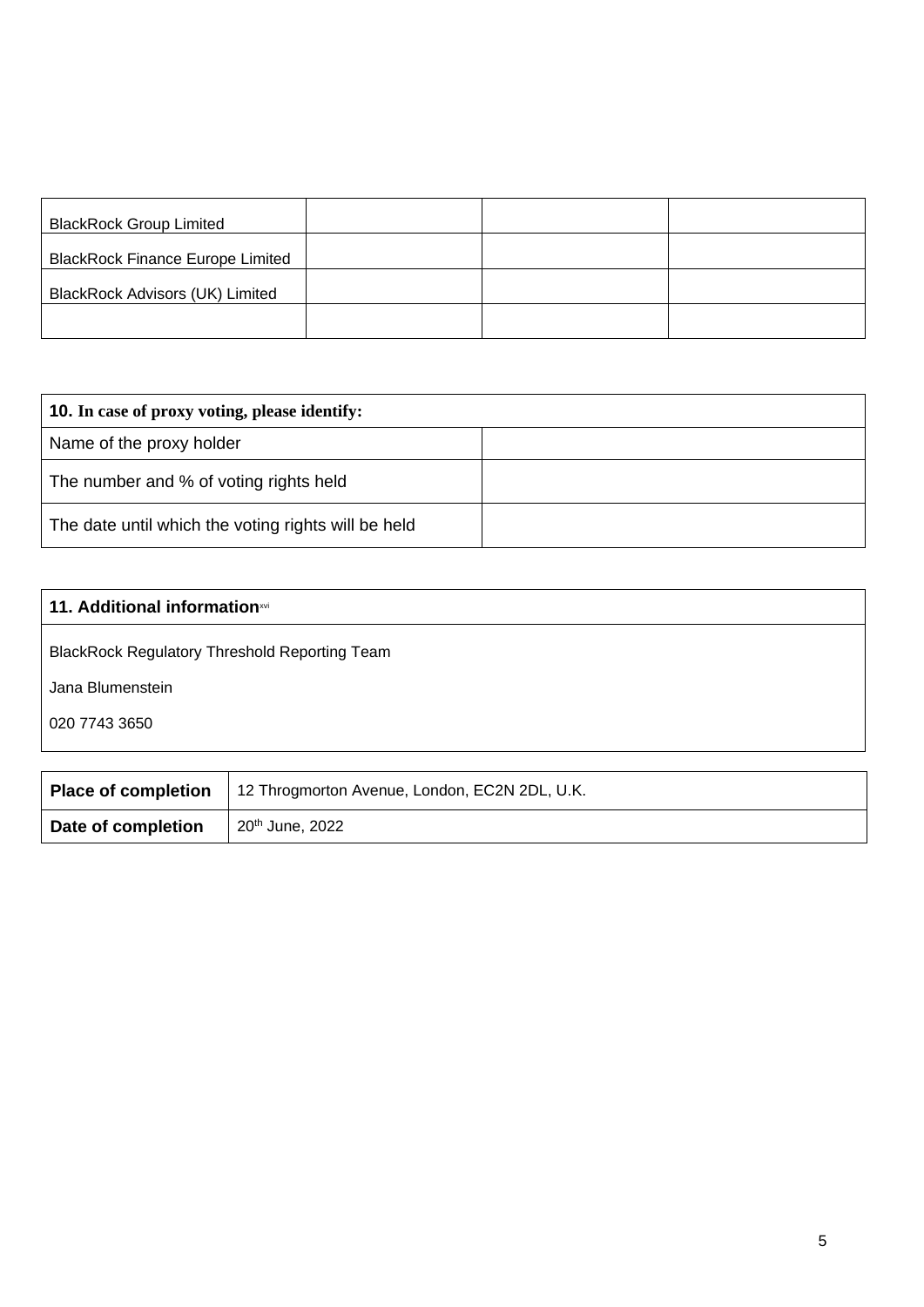| | | | |
|---|---|---|---|
| BlackRock Group Limited | | | |
| BlackRock Finance Europe Limited | | | |
| BlackRock Advisors (UK) Limited | | | |
| | | | |

| **10. In case of proxy voting, please identify:** | |
|---|---|
| Name of the proxy holder | |
| The number and % of voting rights held | |
| The date until which the voting rights will be held | |

**11. Additional information**[xvi]

BlackRock Regulatory Threshold Reporting Team

Jana Blumenstein

020 7743 3650

| | |
|---|---|
| **Place of completion** | 12 Throgmorton Avenue, London, EC2N 2DL, U.K. |
| **Date of completion** | 20th June, 2022 |